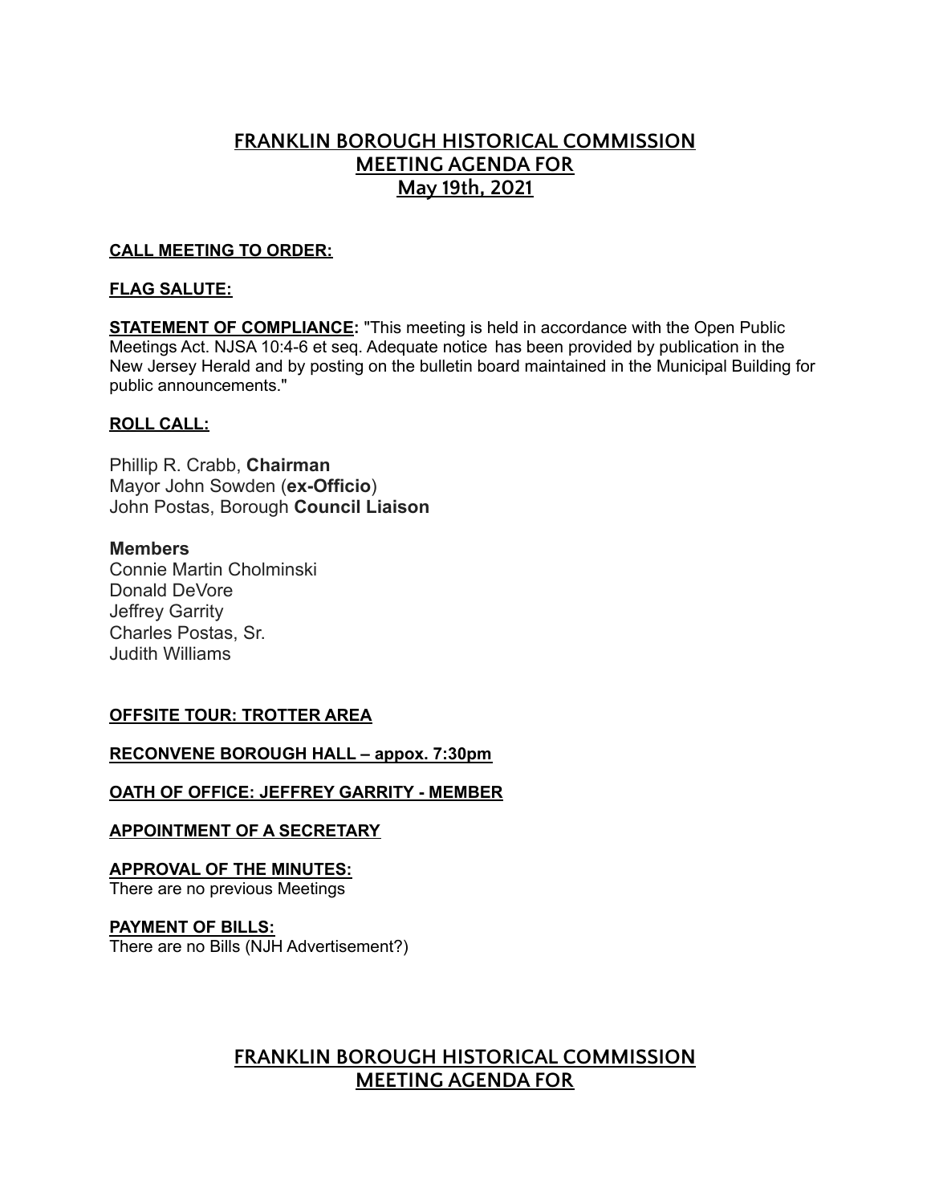# FRANKLIN BOROUGH HISTORICAL COMMISSION
# MEETING AGENDA FOR
# May 19th, 2021

**CALL MEETING TO ORDER:**

**FLAG SALUTE:**

**STATEMENT OF COMPLIANCE:** "This meeting is held in accordance with the Open Public Meetings Act. NJSA 10:4-6 et seq. Adequate notice has been provided by publication in the New Jersey Herald and by posting on the bulletin board maintained in the Municipal Building for public announcements."

**ROLL CALL:**

Phillip R. Crabb, **Chairman**
Mayor John Sowden (**ex-Officio**)
John Postas, Borough **Council Liaison**

**Members**
Connie Martin Cholminski
Donald DeVore
Jeffrey Garrity
Charles Postas, Sr.
Judith Williams

**OFFSITE TOUR: TROTTER AREA**

**RECONVENE BOROUGH HALL – appox. 7:30pm**

**OATH OF OFFICE: JEFFREY GARRITY - MEMBER**

**APPOINTMENT OF A SECRETARY**

**APPROVAL OF THE MINUTES:**
There are no previous Meetings

**PAYMENT OF BILLS:**
There are no Bills (NJH Advertisement?)

# FRANKLIN BOROUGH HISTORICAL COMMISSION
# MEETING AGENDA FOR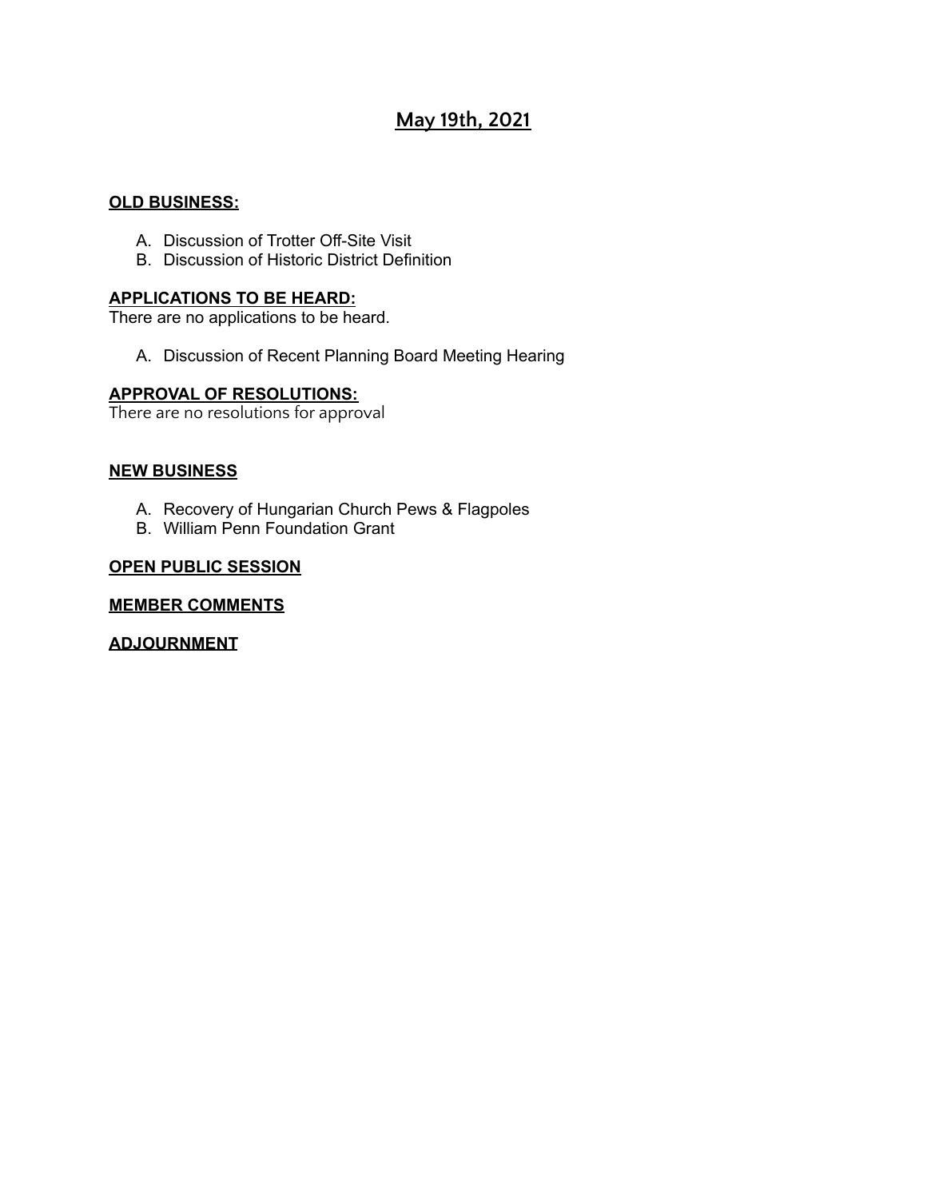## May 19th, 2021

**OLD BUSINESS:**

A. Discussion of Trotter Off-Site Visit
B. Discussion of Historic District Definition

**APPLICATIONS TO BE HEARD:**

There are no applications to be heard.

A. Discussion of Recent Planning Board Meeting Hearing

**APPROVAL OF RESOLUTIONS:**

There are no resolutions for approval

**NEW BUSINESS**

A. Recovery of Hungarian Church Pews & Flagpoles
B. William Penn Foundation Grant

**OPEN PUBLIC SESSION**

**MEMBER COMMENTS**

**ADJOURNMENT**